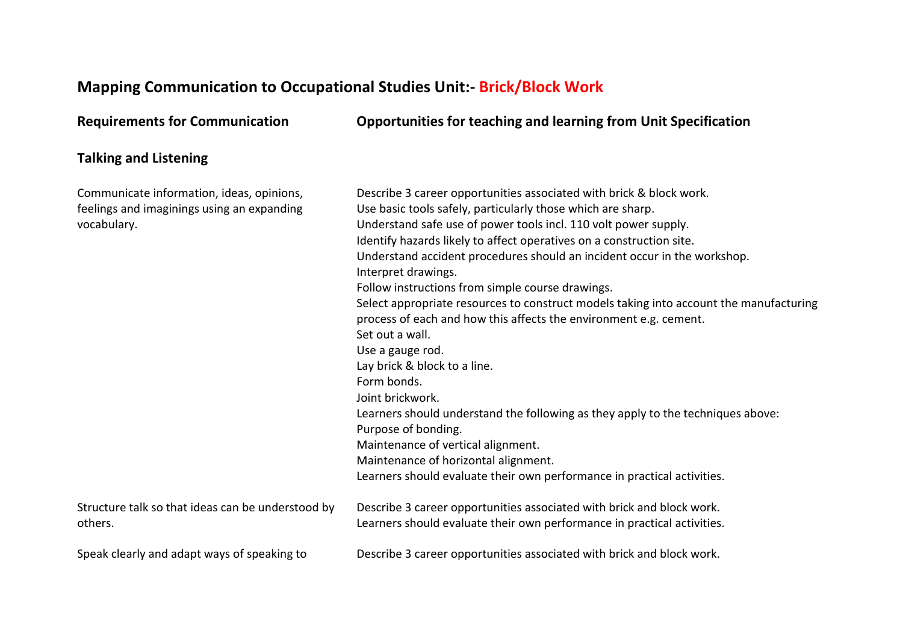## Mapping Communication to Occupational Studies Unit:- Brick/Block Work

| Requirements for Communication | Opportunities for teaching and learning from Unit Specification |
| --- | --- |
| **Talking and Listening** | |
| Communicate information, ideas, opinions, feelings and imaginings using an expanding vocabulary. | Describe 3 career opportunities associated with brick & block work.<br>Use basic tools safely, particularly those which are sharp.<br>Understand safe use of power tools incl. 110 volt power supply.<br>Identify hazards likely to affect operatives on a construction site.<br>Understand accident procedures should an incident occur in the workshop.<br>Interpret drawings.<br>Follow instructions from simple course drawings.<br>Select appropriate resources to construct models taking into account the manufacturing process of each and how this affects the environment e.g. cement.<br>Set out a wall.<br>Use a gauge rod.<br>Lay brick & block to a line.<br>Form bonds.<br>Joint brickwork.<br>Learners should understand the following as they apply to the techniques above:<br>Purpose of bonding.<br>Maintenance of vertical alignment.<br>Maintenance of horizontal alignment.<br>Learners should evaluate their own performance in practical activities. |
| Structure talk so that ideas can be understood by others. | Describe 3 career opportunities associated with brick and block work.<br>Learners should evaluate their own performance in practical activities. |
| Speak clearly and adapt ways of speaking to | Describe 3 career opportunities associated with brick and block work. |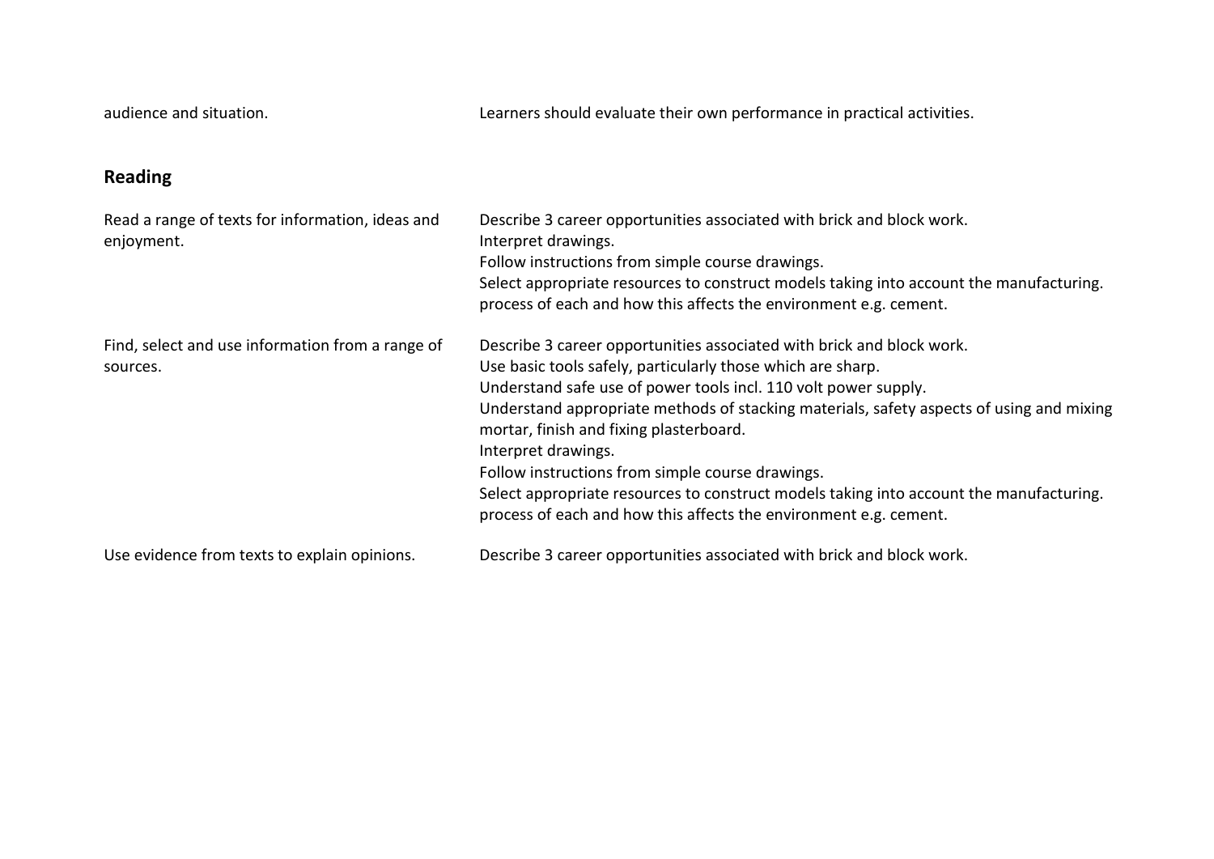| | |
|---|---|
| audience and situation. | Learners should evaluate their own performance in practical activities. |

## Reading

| | |
|---|---|
| Read a range of texts for information, ideas and enjoyment. | Describe 3 career opportunities associated with brick and block work.<br>Interpret drawings.<br>Follow instructions from simple course drawings.<br>Select appropriate resources to construct models taking into account the manufacturing. process of each and how this affects the environment e.g. cement. |
| Find, select and use information from a range of sources. | Describe 3 career opportunities associated with brick and block work.<br>Use basic tools safely, particularly those which are sharp.<br>Understand safe use of power tools incl. 110 volt power supply.<br>Understand appropriate methods of stacking materials, safety aspects of using and mixing mortar, finish and fixing plasterboard.<br>Interpret drawings.<br>Follow instructions from simple course drawings.<br>Select appropriate resources to construct models taking into account the manufacturing. process of each and how this affects the environment e.g. cement. |
| Use evidence from texts to explain opinions. | Describe 3 career opportunities associated with brick and block work. |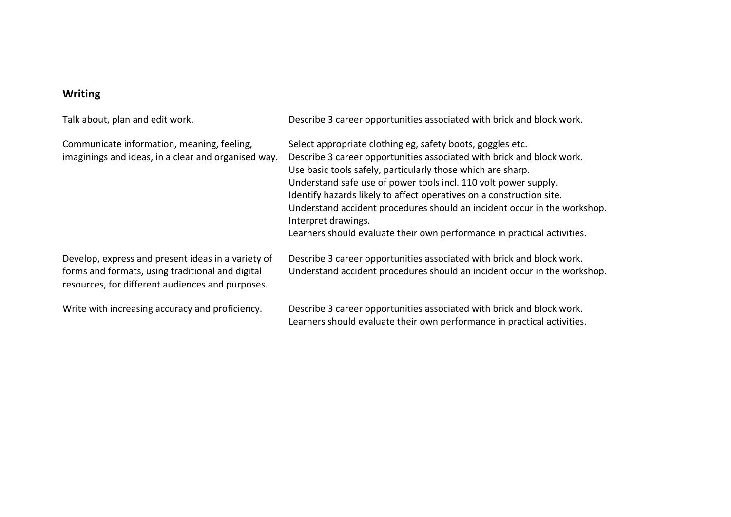## Writing

| | |
|---|---|
| Talk about, plan and edit work. | Describe 3 career opportunities associated with brick and block work. |
| Communicate information, meaning, feeling, imaginings and ideas, in a clear and organised way. | Select appropriate clothing eg, safety boots, goggles etc.<br>Describe 3 career opportunities associated with brick and block work.<br>Use basic tools safely, particularly those which are sharp.<br>Understand safe use of power tools incl. 110 volt power supply.<br>Identify hazards likely to affect operatives on a construction site.<br>Understand accident procedures should an incident occur in the workshop.<br>Interpret drawings.<br>Learners should evaluate their own performance in practical activities. |
| Develop, express and present ideas in a variety of forms and formats, using traditional and digital resources, for different audiences and purposes. | Describe 3 career opportunities associated with brick and block work.<br>Understand accident procedures should an incident occur in the workshop. |
| Write with increasing accuracy and proficiency. | Describe 3 career opportunities associated with brick and block work.<br>Learners should evaluate their own performance in practical activities. |